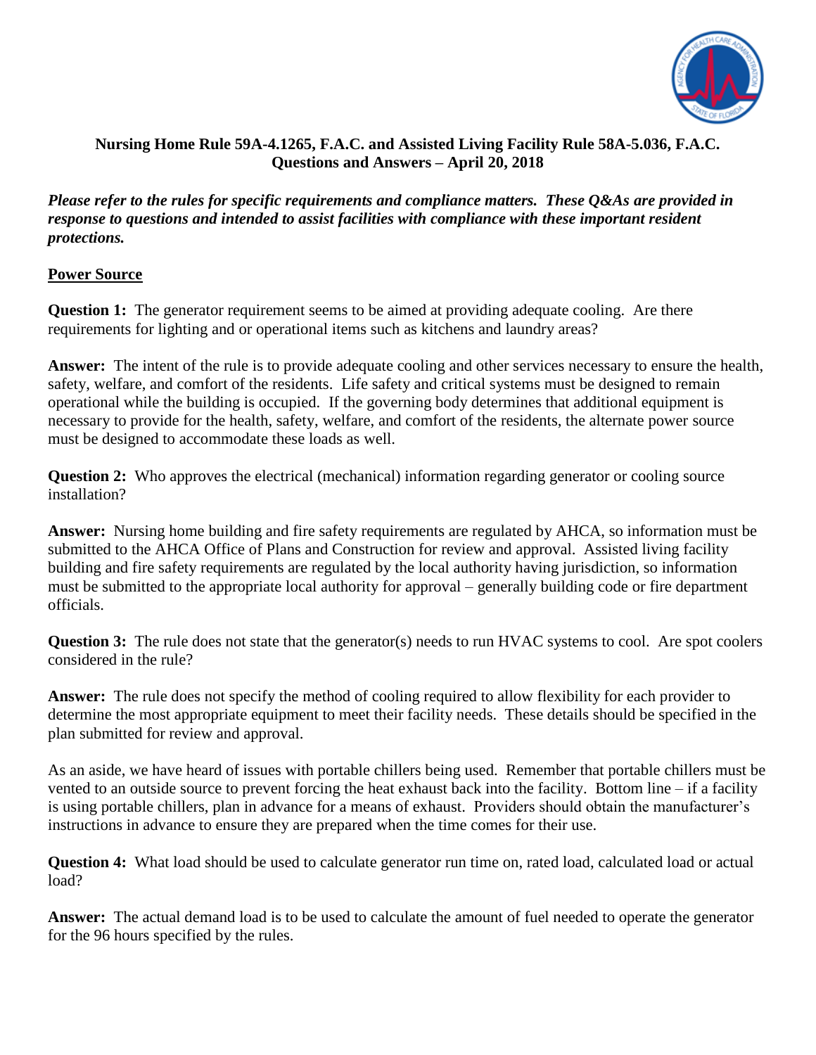**Nursing Home Rule 59A-4.1265, F.A.C. and Assisted Living Facility Rule 58A-5.036, F.A.C. Questions and Answers – April 20, 2018**

***Please refer to the rules for specific requirements and compliance matters. These Q&As are provided in response to questions and intended to assist facilities with compliance with these important resident protections.***

## Power Source

**Question 1:** The generator requirement seems to be aimed at providing adequate cooling. Are there requirements for lighting and or operational items such as kitchens and laundry areas?

**Answer:** The intent of the rule is to provide adequate cooling and other services necessary to ensure the health, safety, welfare, and comfort of the residents. Life safety and critical systems must be designed to remain operational while the building is occupied. If the governing body determines that additional equipment is necessary to provide for the health, safety, welfare, and comfort of the residents, the alternate power source must be designed to accommodate these loads as well.

**Question 2:** Who approves the electrical (mechanical) information regarding generator or cooling source installation?

**Answer:** Nursing home building and fire safety requirements are regulated by AHCA, so information must be submitted to the AHCA Office of Plans and Construction for review and approval. Assisted living facility building and fire safety requirements are regulated by the local authority having jurisdiction, so information must be submitted to the appropriate local authority for approval – generally building code or fire department officials.

**Question 3:** The rule does not state that the generator(s) needs to run HVAC systems to cool. Are spot coolers considered in the rule?

**Answer:** The rule does not specify the method of cooling required to allow flexibility for each provider to determine the most appropriate equipment to meet their facility needs. These details should be specified in the plan submitted for review and approval.

As an aside, we have heard of issues with portable chillers being used. Remember that portable chillers must be vented to an outside source to prevent forcing the heat exhaust back into the facility. Bottom line – if a facility is using portable chillers, plan in advance for a means of exhaust. Providers should obtain the manufacturer's instructions in advance to ensure they are prepared when the time comes for their use.

**Question 4:** What load should be used to calculate generator run time on, rated load, calculated load or actual load?

**Answer:** The actual demand load is to be used to calculate the amount of fuel needed to operate the generator for the 96 hours specified by the rules.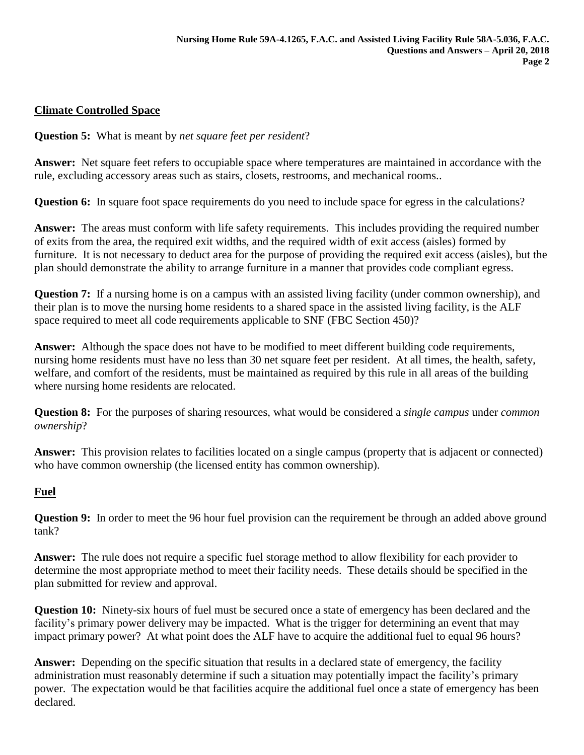## Climate Controlled Space

**Question 5:** What is meant by *net square feet per resident*?

**Answer:** Net square feet refers to occupiable space where temperatures are maintained in accordance with the rule, excluding accessory areas such as stairs, closets, restrooms, and mechanical rooms..

**Question 6:** In square foot space requirements do you need to include space for egress in the calculations?

**Answer:** The areas must conform with life safety requirements. This includes providing the required number of exits from the area, the required exit widths, and the required width of exit access (aisles) formed by furniture. It is not necessary to deduct area for the purpose of providing the required exit access (aisles), but the plan should demonstrate the ability to arrange furniture in a manner that provides code compliant egress.

**Question 7:** If a nursing home is on a campus with an assisted living facility (under common ownership), and their plan is to move the nursing home residents to a shared space in the assisted living facility, is the ALF space required to meet all code requirements applicable to SNF (FBC Section 450)?

**Answer:** Although the space does not have to be modified to meet different building code requirements, nursing home residents must have no less than 30 net square feet per resident. At all times, the health, safety, welfare, and comfort of the residents, must be maintained as required by this rule in all areas of the building where nursing home residents are relocated.

**Question 8:** For the purposes of sharing resources, what would be considered a *single campus* under *common ownership*?

**Answer:** This provision relates to facilities located on a single campus (property that is adjacent or connected) who have common ownership (the licensed entity has common ownership).

## Fuel

**Question 9:** In order to meet the 96 hour fuel provision can the requirement be through an added above ground tank?

**Answer:** The rule does not require a specific fuel storage method to allow flexibility for each provider to determine the most appropriate method to meet their facility needs. These details should be specified in the plan submitted for review and approval.

**Question 10:** Ninety-six hours of fuel must be secured once a state of emergency has been declared and the facility's primary power delivery may be impacted. What is the trigger for determining an event that may impact primary power? At what point does the ALF have to acquire the additional fuel to equal 96 hours?

**Answer:** Depending on the specific situation that results in a declared state of emergency, the facility administration must reasonably determine if such a situation may potentially impact the facility's primary power. The expectation would be that facilities acquire the additional fuel once a state of emergency has been declared.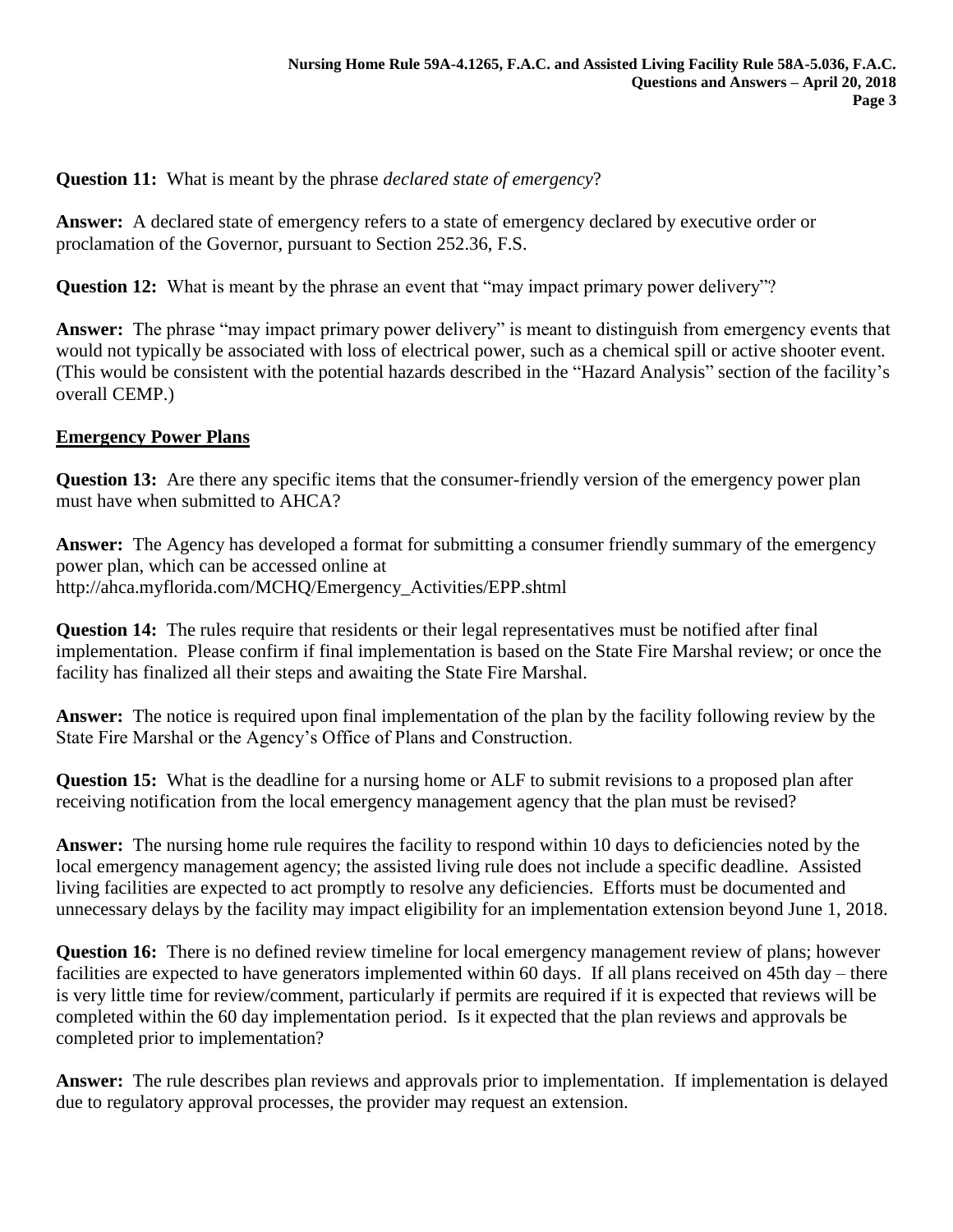**Question 11:** What is meant by the phrase *declared state of emergency*?

**Answer:** A declared state of emergency refers to a state of emergency declared by executive order or proclamation of the Governor, pursuant to Section 252.36, F.S.

**Question 12:** What is meant by the phrase an event that "may impact primary power delivery"?

**Answer:** The phrase "may impact primary power delivery" is meant to distinguish from emergency events that would not typically be associated with loss of electrical power, such as a chemical spill or active shooter event. (This would be consistent with the potential hazards described in the "Hazard Analysis" section of the facility's overall CEMP.)

## Emergency Power Plans

**Question 13:** Are there any specific items that the consumer-friendly version of the emergency power plan must have when submitted to AHCA?

**Answer:** The Agency has developed a format for submitting a consumer friendly summary of the emergency power plan, which can be accessed online at http://ahca.myflorida.com/MCHQ/Emergency_Activities/EPP.shtml

**Question 14:** The rules require that residents or their legal representatives must be notified after final implementation. Please confirm if final implementation is based on the State Fire Marshal review; or once the facility has finalized all their steps and awaiting the State Fire Marshal.

**Answer:** The notice is required upon final implementation of the plan by the facility following review by the State Fire Marshal or the Agency's Office of Plans and Construction.

**Question 15:** What is the deadline for a nursing home or ALF to submit revisions to a proposed plan after receiving notification from the local emergency management agency that the plan must be revised?

**Answer:** The nursing home rule requires the facility to respond within 10 days to deficiencies noted by the local emergency management agency; the assisted living rule does not include a specific deadline. Assisted living facilities are expected to act promptly to resolve any deficiencies. Efforts must be documented and unnecessary delays by the facility may impact eligibility for an implementation extension beyond June 1, 2018.

**Question 16:** There is no defined review timeline for local emergency management review of plans; however facilities are expected to have generators implemented within 60 days. If all plans received on 45th day – there is very little time for review/comment, particularly if permits are required if it is expected that reviews will be completed within the 60 day implementation period. Is it expected that the plan reviews and approvals be completed prior to implementation?

**Answer:** The rule describes plan reviews and approvals prior to implementation. If implementation is delayed due to regulatory approval processes, the provider may request an extension.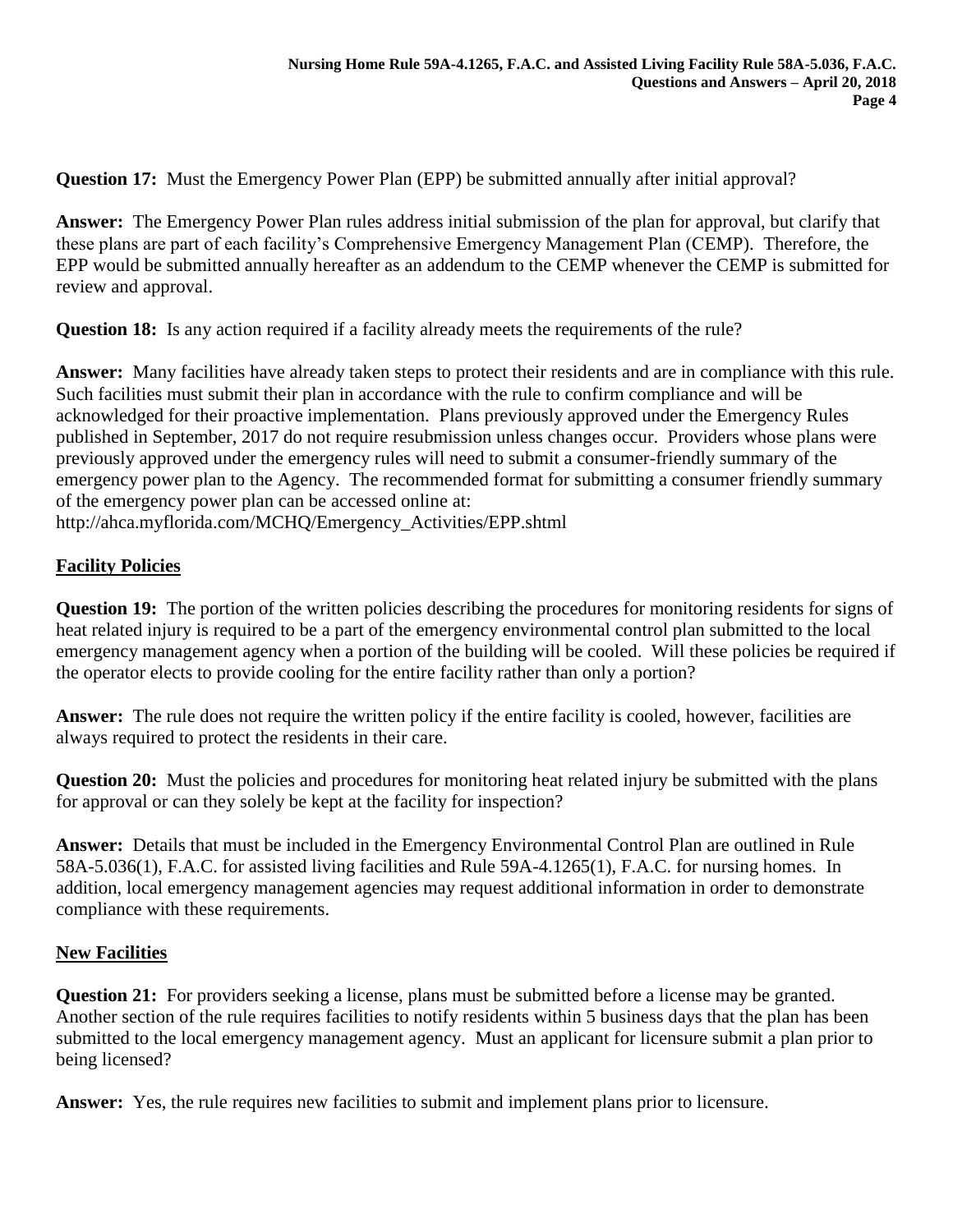**Question 17:** Must the Emergency Power Plan (EPP) be submitted annually after initial approval?

**Answer:** The Emergency Power Plan rules address initial submission of the plan for approval, but clarify that these plans are part of each facility's Comprehensive Emergency Management Plan (CEMP). Therefore, the EPP would be submitted annually hereafter as an addendum to the CEMP whenever the CEMP is submitted for review and approval.

**Question 18:** Is any action required if a facility already meets the requirements of the rule?

**Answer:** Many facilities have already taken steps to protect their residents and are in compliance with this rule. Such facilities must submit their plan in accordance with the rule to confirm compliance and will be acknowledged for their proactive implementation. Plans previously approved under the Emergency Rules published in September, 2017 do not require resubmission unless changes occur. Providers whose plans were previously approved under the emergency rules will need to submit a consumer-friendly summary of the emergency power plan to the Agency. The recommended format for submitting a consumer friendly summary of the emergency power plan can be accessed online at: http://ahca.myflorida.com/MCHQ/Emergency_Activities/EPP.shtml

## Facility Policies

**Question 19:** The portion of the written policies describing the procedures for monitoring residents for signs of heat related injury is required to be a part of the emergency environmental control plan submitted to the local emergency management agency when a portion of the building will be cooled. Will these policies be required if the operator elects to provide cooling for the entire facility rather than only a portion?

**Answer:** The rule does not require the written policy if the entire facility is cooled, however, facilities are always required to protect the residents in their care.

**Question 20:** Must the policies and procedures for monitoring heat related injury be submitted with the plans for approval or can they solely be kept at the facility for inspection?

**Answer:** Details that must be included in the Emergency Environmental Control Plan are outlined in Rule 58A-5.036(1), F.A.C. for assisted living facilities and Rule 59A-4.1265(1), F.A.C. for nursing homes. In addition, local emergency management agencies may request additional information in order to demonstrate compliance with these requirements.

## New Facilities

**Question 21:** For providers seeking a license, plans must be submitted before a license may be granted. Another section of the rule requires facilities to notify residents within 5 business days that the plan has been submitted to the local emergency management agency. Must an applicant for licensure submit a plan prior to being licensed?

**Answer:** Yes, the rule requires new facilities to submit and implement plans prior to licensure.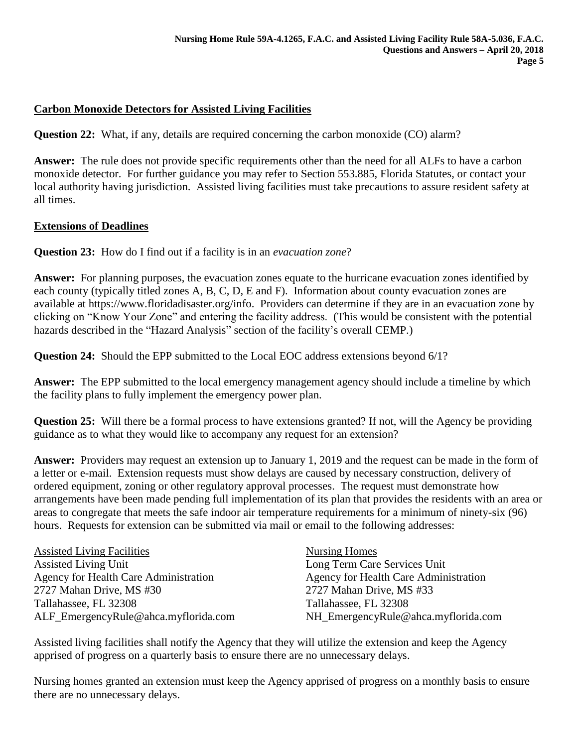## Carbon Monoxide Detectors for Assisted Living Facilities

**Question 22:** What, if any, details are required concerning the carbon monoxide (CO) alarm?

**Answer:** The rule does not provide specific requirements other than the need for all ALFs to have a carbon monoxide detector. For further guidance you may refer to Section 553.885, Florida Statutes, or contact your local authority having jurisdiction. Assisted living facilities must take precautions to assure resident safety at all times.

## Extensions of Deadlines

**Question 23:** How do I find out if a facility is in an *evacuation zone*?

**Answer:** For planning purposes, the evacuation zones equate to the hurricane evacuation zones identified by each county (typically titled zones A, B, C, D, E and F). Information about county evacuation zones are available at https://www.floridadisaster.org/info. Providers can determine if they are in an evacuation zone by clicking on "Know Your Zone" and entering the facility address. (This would be consistent with the potential hazards described in the "Hazard Analysis" section of the facility's overall CEMP.)

**Question 24:** Should the EPP submitted to the Local EOC address extensions beyond 6/1?

**Answer:** The EPP submitted to the local emergency management agency should include a timeline by which the facility plans to fully implement the emergency power plan.

**Question 25:** Will there be a formal process to have extensions granted? If not, will the Agency be providing guidance as to what they would like to accompany any request for an extension?

**Answer:** Providers may request an extension up to January 1, 2019 and the request can be made in the form of a letter or e-mail. Extension requests must show delays are caused by necessary construction, delivery of ordered equipment, zoning or other regulatory approval processes. The request must demonstrate how arrangements have been made pending full implementation of its plan that provides the residents with an area or areas to congregate that meets the safe indoor air temperature requirements for a minimum of ninety-six (96) hours. Requests for extension can be submitted via mail or email to the following addresses:

Assisted Living Facilities
Assisted Living Unit
Agency for Health Care Administration
2727 Mahan Drive, MS #30
Tallahassee, FL 32308
ALF_EmergencyRule@ahca.myflorida.com

Nursing Homes
Long Term Care Services Unit
Agency for Health Care Administration
2727 Mahan Drive, MS #33
Tallahassee, FL 32308
NH_EmergencyRule@ahca.myflorida.com

Assisted living facilities shall notify the Agency that they will utilize the extension and keep the Agency apprised of progress on a quarterly basis to ensure there are no unnecessary delays.

Nursing homes granted an extension must keep the Agency apprised of progress on a monthly basis to ensure there are no unnecessary delays.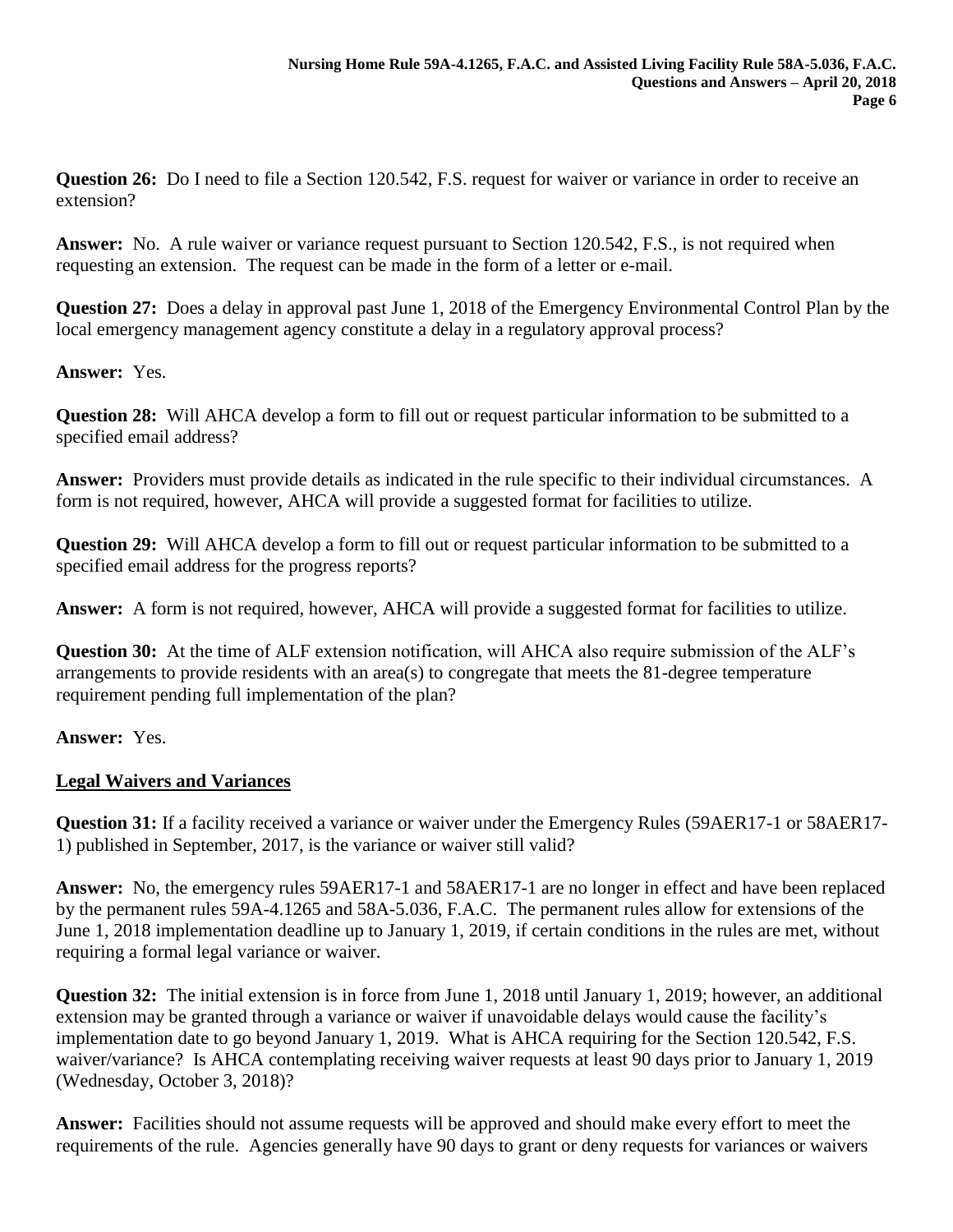**Question 26:** Do I need to file a Section 120.542, F.S. request for waiver or variance in order to receive an extension?

**Answer:** No. A rule waiver or variance request pursuant to Section 120.542, F.S., is not required when requesting an extension. The request can be made in the form of a letter or e-mail.

**Question 27:** Does a delay in approval past June 1, 2018 of the Emergency Environmental Control Plan by the local emergency management agency constitute a delay in a regulatory approval process?

**Answer:** Yes.

**Question 28:** Will AHCA develop a form to fill out or request particular information to be submitted to a specified email address?

**Answer:** Providers must provide details as indicated in the rule specific to their individual circumstances. A form is not required, however, AHCA will provide a suggested format for facilities to utilize.

**Question 29:** Will AHCA develop a form to fill out or request particular information to be submitted to a specified email address for the progress reports?

**Answer:** A form is not required, however, AHCA will provide a suggested format for facilities to utilize.

**Question 30:** At the time of ALF extension notification, will AHCA also require submission of the ALF's arrangements to provide residents with an area(s) to congregate that meets the 81-degree temperature requirement pending full implementation of the plan?

**Answer:** Yes.

## Legal Waivers and Variances

**Question 31:** If a facility received a variance or waiver under the Emergency Rules (59AER17-1 or 58AER17-1) published in September, 2017, is the variance or waiver still valid?

**Answer:** No, the emergency rules 59AER17-1 and 58AER17-1 are no longer in effect and have been replaced by the permanent rules 59A-4.1265 and 58A-5.036, F.A.C. The permanent rules allow for extensions of the June 1, 2018 implementation deadline up to January 1, 2019, if certain conditions in the rules are met, without requiring a formal legal variance or waiver.

**Question 32:** The initial extension is in force from June 1, 2018 until January 1, 2019; however, an additional extension may be granted through a variance or waiver if unavoidable delays would cause the facility's implementation date to go beyond January 1, 2019. What is AHCA requiring for the Section 120.542, F.S. waiver/variance? Is AHCA contemplating receiving waiver requests at least 90 days prior to January 1, 2019 (Wednesday, October 3, 2018)?

**Answer:** Facilities should not assume requests will be approved and should make every effort to meet the requirements of the rule. Agencies generally have 90 days to grant or deny requests for variances or waivers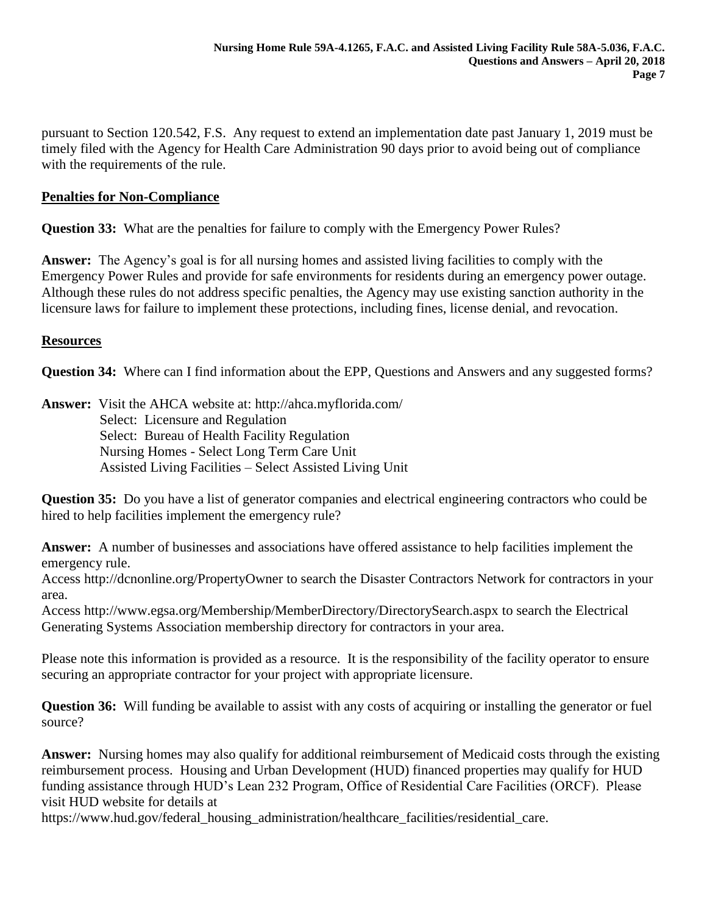pursuant to Section 120.542, F.S. Any request to extend an implementation date past January 1, 2019 must be timely filed with the Agency for Health Care Administration 90 days prior to avoid being out of compliance with the requirements of the rule.

## Penalties for Non-Compliance

**Question 33:** What are the penalties for failure to comply with the Emergency Power Rules?

**Answer:** The Agency's goal is for all nursing homes and assisted living facilities to comply with the Emergency Power Rules and provide for safe environments for residents during an emergency power outage. Although these rules do not address specific penalties, the Agency may use existing sanction authority in the licensure laws for failure to implement these protections, including fines, license denial, and revocation.

## Resources

**Question 34:** Where can I find information about the EPP, Questions and Answers and any suggested forms?

**Answer:** Visit the AHCA website at: http://ahca.myflorida.com/
Select: Licensure and Regulation
Select: Bureau of Health Facility Regulation
Nursing Homes - Select Long Term Care Unit
Assisted Living Facilities – Select Assisted Living Unit

**Question 35:** Do you have a list of generator companies and electrical engineering contractors who could be hired to help facilities implement the emergency rule?

**Answer:** A number of businesses and associations have offered assistance to help facilities implement the emergency rule.
Access http://dcnonline.org/PropertyOwner to search the Disaster Contractors Network for contractors in your area.
Access http://www.egsa.org/Membership/MemberDirectory/DirectorySearch.aspx to search the Electrical Generating Systems Association membership directory for contractors in your area.

Please note this information is provided as a resource. It is the responsibility of the facility operator to ensure securing an appropriate contractor for your project with appropriate licensure.

**Question 36:** Will funding be available to assist with any costs of acquiring or installing the generator or fuel source?

**Answer:** Nursing homes may also qualify for additional reimbursement of Medicaid costs through the existing reimbursement process. Housing and Urban Development (HUD) financed properties may qualify for HUD funding assistance through HUD's Lean 232 Program, Office of Residential Care Facilities (ORCF). Please visit HUD website for details at
https://www.hud.gov/federal_housing_administration/healthcare_facilities/residential_care.